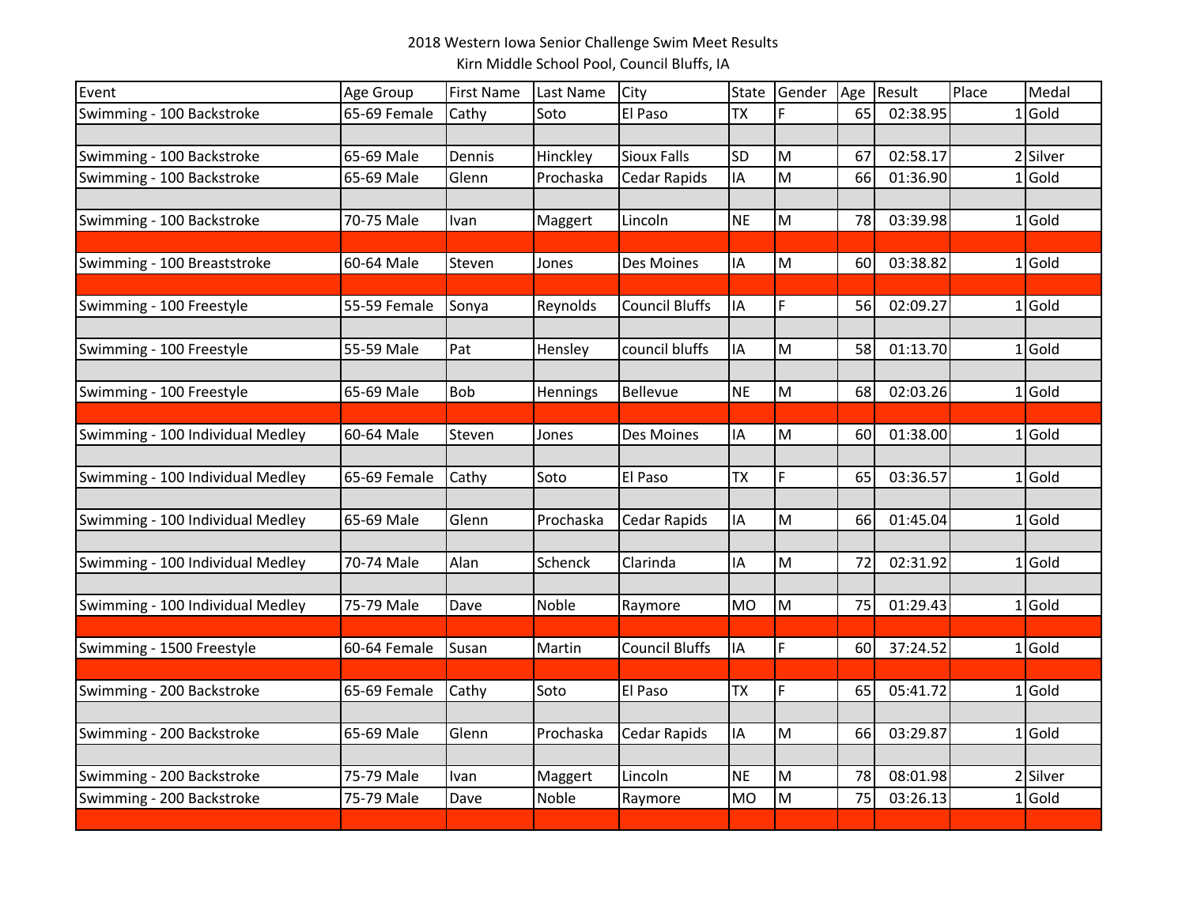2018 Western Iowa Senior Challenge Swim Meet Results

Kirn Middle School Pool, Council Bluffs, IA

| Event | Age Group | First Name | Last Name | City | State | Gender | Age | Result | Place | Medal |
|---|---|---|---|---|---|---|---|---|---|---|
| Swimming - 100 Backstroke | 65-69 Female | Cathy | Soto | El Paso | TX | F | 65 | 02:38.95 | 1 | Gold |
| | | | | | | | | | | |
| Swimming - 100 Backstroke | 65-69 Male | Dennis | Hinckley | Sioux Falls | SD | M | 67 | 02:58.17 | 2 | Silver |
| Swimming - 100 Backstroke | 65-69 Male | Glenn | Prochaska | Cedar Rapids | IA | M | 66 | 01:36.90 | 1 | Gold |
| | | | | | | | | | | |
| Swimming - 100 Backstroke | 70-75 Male | Ivan | Maggert | Lincoln | NE | M | 78 | 03:39.98 | 1 | Gold |
| | | | | | | | | | | |
| Swimming - 100 Breaststroke | 60-64 Male | Steven | Jones | Des Moines | IA | M | 60 | 03:38.82 | 1 | Gold |
| | | | | | | | | | | |
| Swimming - 100 Freestyle | 55-59 Female | Sonya | Reynolds | Council Bluffs | IA | F | 56 | 02:09.27 | 1 | Gold |
| | | | | | | | | | | |
| Swimming - 100 Freestyle | 55-59 Male | Pat | Hensley | council bluffs | IA | M | 58 | 01:13.70 | 1 | Gold |
| | | | | | | | | | | |
| Swimming - 100 Freestyle | 65-69 Male | Bob | Hennings | Bellevue | NE | M | 68 | 02:03.26 | 1 | Gold |
| | | | | | | | | | | |
| Swimming - 100 Individual Medley | 60-64 Male | Steven | Jones | Des Moines | IA | M | 60 | 01:38.00 | 1 | Gold |
| | | | | | | | | | | |
| Swimming - 100 Individual Medley | 65-69 Female | Cathy | Soto | El Paso | TX | F | 65 | 03:36.57 | 1 | Gold |
| | | | | | | | | | | |
| Swimming - 100 Individual Medley | 65-69 Male | Glenn | Prochaska | Cedar Rapids | IA | M | 66 | 01:45.04 | 1 | Gold |
| | | | | | | | | | | |
| Swimming - 100 Individual Medley | 70-74 Male | Alan | Schenck | Clarinda | IA | M | 72 | 02:31.92 | 1 | Gold |
| | | | | | | | | | | |
| Swimming - 100 Individual Medley | 75-79 Male | Dave | Noble | Raymore | MO | M | 75 | 01:29.43 | 1 | Gold |
| | | | | | | | | | | |
| Swimming - 1500 Freestyle | 60-64 Female | Susan | Martin | Council Bluffs | IA | F | 60 | 37:24.52 | 1 | Gold |
| | | | | | | | | | | |
| Swimming - 200 Backstroke | 65-69 Female | Cathy | Soto | El Paso | TX | F | 65 | 05:41.72 | 1 | Gold |
| | | | | | | | | | | |
| Swimming - 200 Backstroke | 65-69 Male | Glenn | Prochaska | Cedar Rapids | IA | M | 66 | 03:29.87 | 1 | Gold |
| | | | | | | | | | | |
| Swimming - 200 Backstroke | 75-79 Male | Ivan | Maggert | Lincoln | NE | M | 78 | 08:01.98 | 2 | Silver |
| Swimming - 200 Backstroke | 75-79 Male | Dave | Noble | Raymore | MO | M | 75 | 03:26.13 | 1 | Gold |
| | | | | | | | | | | |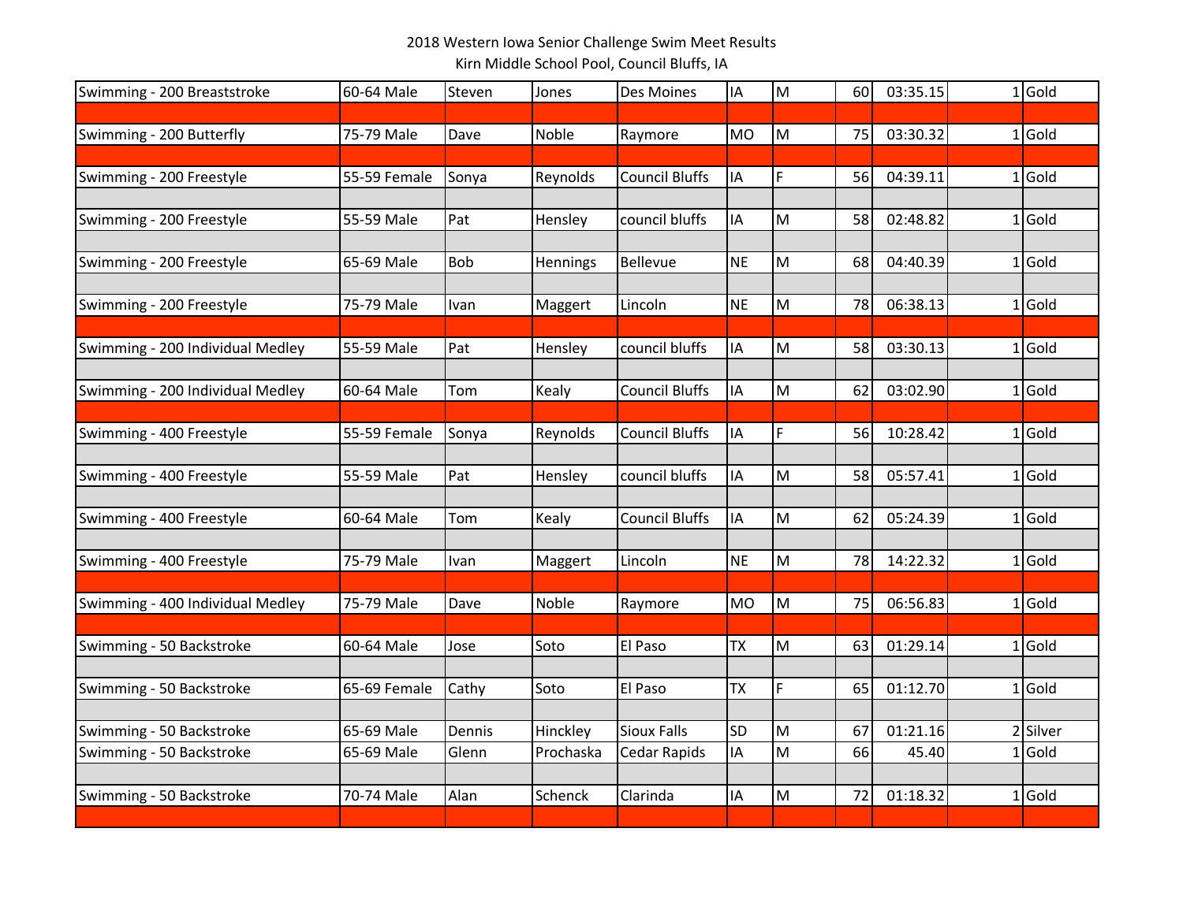2018 Western Iowa Senior Challenge Swim Meet Results

Kirn Middle School Pool, Council Bluffs, IA

| | | | | | | | | | | |
|---|---|---|---|---|---|---|---|---|---|---|
| Swimming - 200 Breaststroke | 60-64 Male | Steven | Jones | Des Moines | IA | M | 60 | 03:35.15 | 1 | Gold |
| | | | | | | | | | | |
| Swimming - 200 Butterfly | 75-79 Male | Dave | Noble | Raymore | MO | M | 75 | 03:30.32 | 1 | Gold |
| | | | | | | | | | | |
| Swimming - 200 Freestyle | 55-59 Female | Sonya | Reynolds | Council Bluffs | IA | F | 56 | 04:39.11 | 1 | Gold |
| | | | | | | | | | | |
| Swimming - 200 Freestyle | 55-59 Male | Pat | Hensley | council bluffs | IA | M | 58 | 02:48.82 | 1 | Gold |
| | | | | | | | | | | |
| Swimming - 200 Freestyle | 65-69 Male | Bob | Hennings | Bellevue | NE | M | 68 | 04:40.39 | 1 | Gold |
| | | | | | | | | | | |
| Swimming - 200 Freestyle | 75-79 Male | Ivan | Maggert | Lincoln | NE | M | 78 | 06:38.13 | 1 | Gold |
| | | | | | | | | | | |
| Swimming - 200 Individual Medley | 55-59 Male | Pat | Hensley | council bluffs | IA | M | 58 | 03:30.13 | 1 | Gold |
| | | | | | | | | | | |
| Swimming - 200 Individual Medley | 60-64 Male | Tom | Kealy | Council Bluffs | IA | M | 62 | 03:02.90 | 1 | Gold |
| | | | | | | | | | | |
| Swimming - 400 Freestyle | 55-59 Female | Sonya | Reynolds | Council Bluffs | IA | F | 56 | 10:28.42 | 1 | Gold |
| | | | | | | | | | | |
| Swimming - 400 Freestyle | 55-59 Male | Pat | Hensley | council bluffs | IA | M | 58 | 05:57.41 | 1 | Gold |
| | | | | | | | | | | |
| Swimming - 400 Freestyle | 60-64 Male | Tom | Kealy | Council Bluffs | IA | M | 62 | 05:24.39 | 1 | Gold |
| | | | | | | | | | | |
| Swimming - 400 Freestyle | 75-79 Male | Ivan | Maggert | Lincoln | NE | M | 78 | 14:22.32 | 1 | Gold |
| | | | | | | | | | | |
| Swimming - 400 Individual Medley | 75-79 Male | Dave | Noble | Raymore | MO | M | 75 | 06:56.83 | 1 | Gold |
| | | | | | | | | | | |
| Swimming - 50 Backstroke | 60-64 Male | Jose | Soto | El Paso | TX | M | 63 | 01:29.14 | 1 | Gold |
| | | | | | | | | | | |
| Swimming - 50 Backstroke | 65-69 Female | Cathy | Soto | El Paso | TX | F | 65 | 01:12.70 | 1 | Gold |
| | | | | | | | | | | |
| Swimming - 50 Backstroke | 65-69 Male | Dennis | Hinckley | Sioux Falls | SD | M | 67 | 01:21.16 | 2 | Silver |
| Swimming - 50 Backstroke | 65-69 Male | Glenn | Prochaska | Cedar Rapids | IA | M | 66 | 45.40 | 1 | Gold |
| | | | | | | | | | | |
| Swimming - 50 Backstroke | 70-74 Male | Alan | Schenck | Clarinda | IA | M | 72 | 01:18.32 | 1 | Gold |
| | | | | | | | | | | |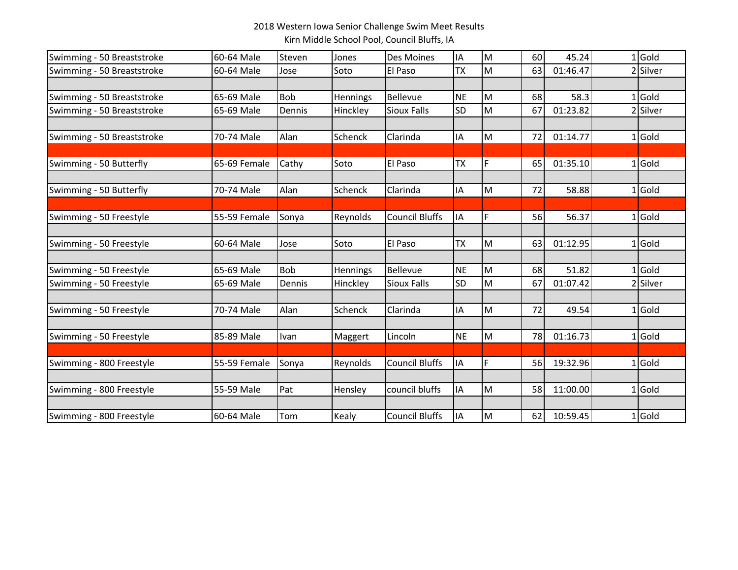2018 Western Iowa Senior Challenge Swim Meet Results

Kirn Middle School Pool, Council Bluffs, IA

| | | | | | | | | | | |
|---|---|---|---|---|---|---|---|---|---|---|
| Swimming - 50 Breaststroke | 60-64 Male | Steven | Jones | Des Moines | IA | M | 60 | 45.24 | 1 | Gold |
| Swimming - 50 Breaststroke | 60-64 Male | Jose | Soto | El Paso | TX | M | 63 | 01:46.47 | 2 | Silver |
| | | | | | | | | | | |
| Swimming - 50 Breaststroke | 65-69 Male | Bob | Hennings | Bellevue | NE | M | 68 | 58.3 | 1 | Gold |
| Swimming - 50 Breaststroke | 65-69 Male | Dennis | Hinckley | Sioux Falls | SD | M | 67 | 01:23.82 | 2 | Silver |
| | | | | | | | | | | |
| Swimming - 50 Breaststroke | 70-74 Male | Alan | Schenck | Clarinda | IA | M | 72 | 01:14.77 | 1 | Gold |
| | | | | | | | | | | |
| Swimming - 50 Butterfly | 65-69 Female | Cathy | Soto | El Paso | TX | F | 65 | 01:35.10 | 1 | Gold |
| | | | | | | | | | | |
| Swimming - 50 Butterfly | 70-74 Male | Alan | Schenck | Clarinda | IA | M | 72 | 58.88 | 1 | Gold |
| | | | | | | | | | | |
| Swimming - 50 Freestyle | 55-59 Female | Sonya | Reynolds | Council Bluffs | IA | F | 56 | 56.37 | 1 | Gold |
| | | | | | | | | | | |
| Swimming - 50 Freestyle | 60-64 Male | Jose | Soto | El Paso | TX | M | 63 | 01:12.95 | 1 | Gold |
| | | | | | | | | | | |
| Swimming - 50 Freestyle | 65-69 Male | Bob | Hennings | Bellevue | NE | M | 68 | 51.82 | 1 | Gold |
| Swimming - 50 Freestyle | 65-69 Male | Dennis | Hinckley | Sioux Falls | SD | M | 67 | 01:07.42 | 2 | Silver |
| | | | | | | | | | | |
| Swimming - 50 Freestyle | 70-74 Male | Alan | Schenck | Clarinda | IA | M | 72 | 49.54 | 1 | Gold |
| | | | | | | | | | | |
| Swimming - 50 Freestyle | 85-89 Male | Ivan | Maggert | Lincoln | NE | M | 78 | 01:16.73 | 1 | Gold |
| | | | | | | | | | | |
| Swimming - 800 Freestyle | 55-59 Female | Sonya | Reynolds | Council Bluffs | IA | F | 56 | 19:32.96 | 1 | Gold |
| | | | | | | | | | | |
| Swimming - 800 Freestyle | 55-59 Male | Pat | Hensley | council bluffs | IA | M | 58 | 11:00.00 | 1 | Gold |
| | | | | | | | | | | |
| Swimming - 800 Freestyle | 60-64 Male | Tom | Kealy | Council Bluffs | IA | M | 62 | 10:59.45 | 1 | Gold |